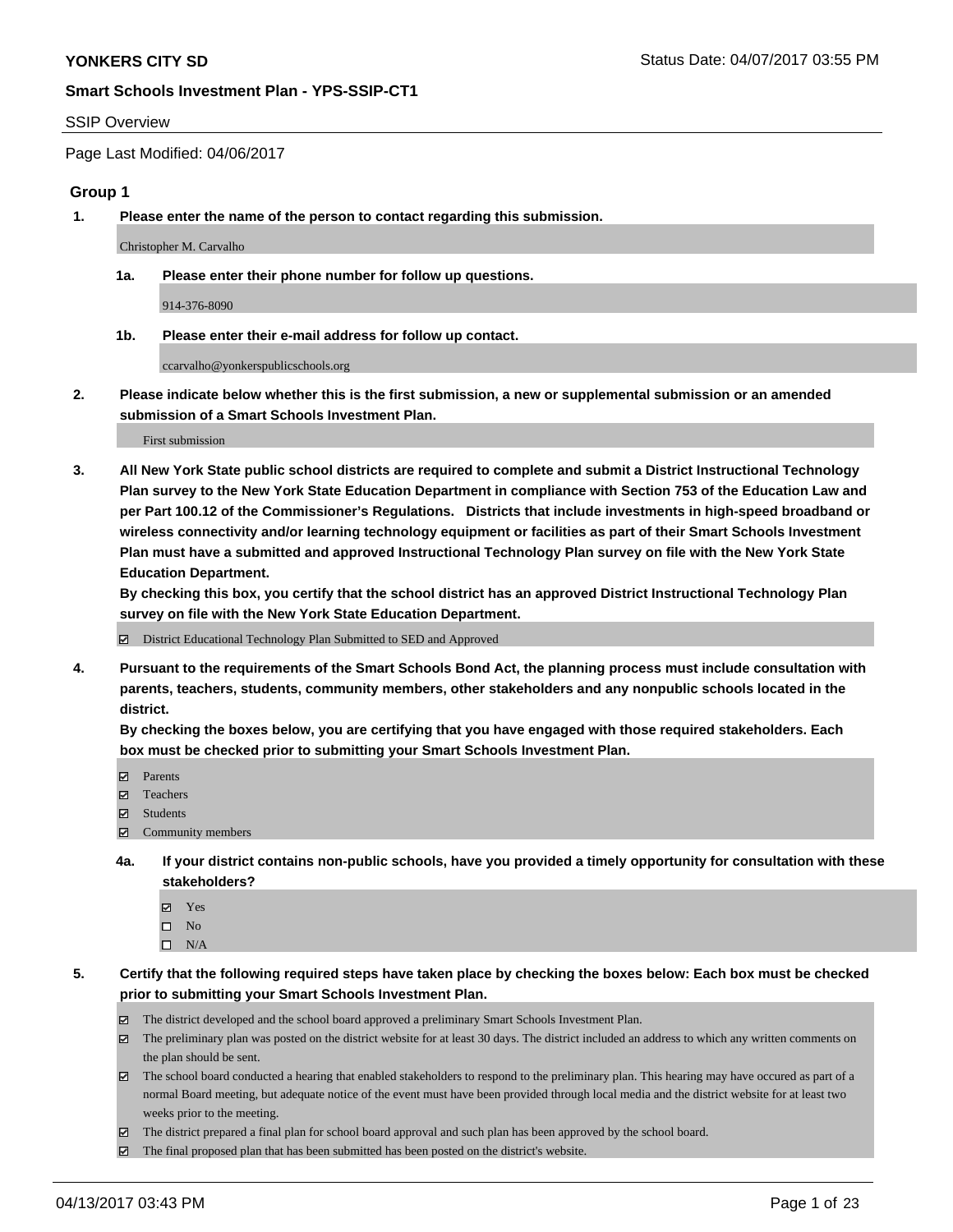# YONKERS CITY SD

Status Date: 04/07/2017 03:55 PM

## Smart Schools Investment Plan - YPS-SSIP-CT1

SSIP Overview

Page Last Modified: 04/06/2017

### Group 1

**1. Please enter the name of the person to contact regarding this submission.**

Christopher M. Carvalho

**1a. Please enter their phone number for follow up questions.**

914-376-8090

**1b. Please enter their e-mail address for follow up contact.**

ccarvalho@yonkerspublicschools.org

**2. Please indicate below whether this is the first submission, a new or supplemental submission or an amended submission of a Smart Schools Investment Plan.**

First submission

**3. All New York State public school districts are required to complete and submit a District Instructional Technology Plan survey to the New York State Education Department in compliance with Section 753 of the Education Law and per Part 100.12 of the Commissioner's Regulations. Districts that include investments in high-speed broadband or wireless connectivity and/or learning technology equipment or facilities as part of their Smart Schools Investment Plan must have a submitted and approved Instructional Technology Plan survey on file with the New York State Education Department.**

**By checking this box, you certify that the school district has an approved District Instructional Technology Plan survey on file with the New York State Education Department.**

- [x] District Educational Technology Plan Submitted to SED and Approved

**4. Pursuant to the requirements of the Smart Schools Bond Act, the planning process must include consultation with parents, teachers, students, community members, other stakeholders and any nonpublic schools located in the district.**

**By checking the boxes below, you are certifying that you have engaged with those required stakeholders. Each box must be checked prior to submitting your Smart Schools Investment Plan.**

- [x] Parents
- [x] Teachers
- [x] Students
- [x] Community members

**4a. If your district contains non-public schools, have you provided a timely opportunity for consultation with these stakeholders?**

- [x] Yes
- [ ] No
- [ ] N/A

**5. Certify that the following required steps have taken place by checking the boxes below: Each box must be checked prior to submitting your Smart Schools Investment Plan.**

- [x] The district developed and the school board approved a preliminary Smart Schools Investment Plan.
- [x] The preliminary plan was posted on the district website for at least 30 days. The district included an address to which any written comments on the plan should be sent.
- [x] The school board conducted a hearing that enabled stakeholders to respond to the preliminary plan. This hearing may have occured as part of a normal Board meeting, but adequate notice of the event must have been provided through local media and the district website for at least two weeks prior to the meeting.
- [x] The district prepared a final plan for school board approval and such plan has been approved by the school board.
- [x] The final proposed plan that has been submitted has been posted on the district's website.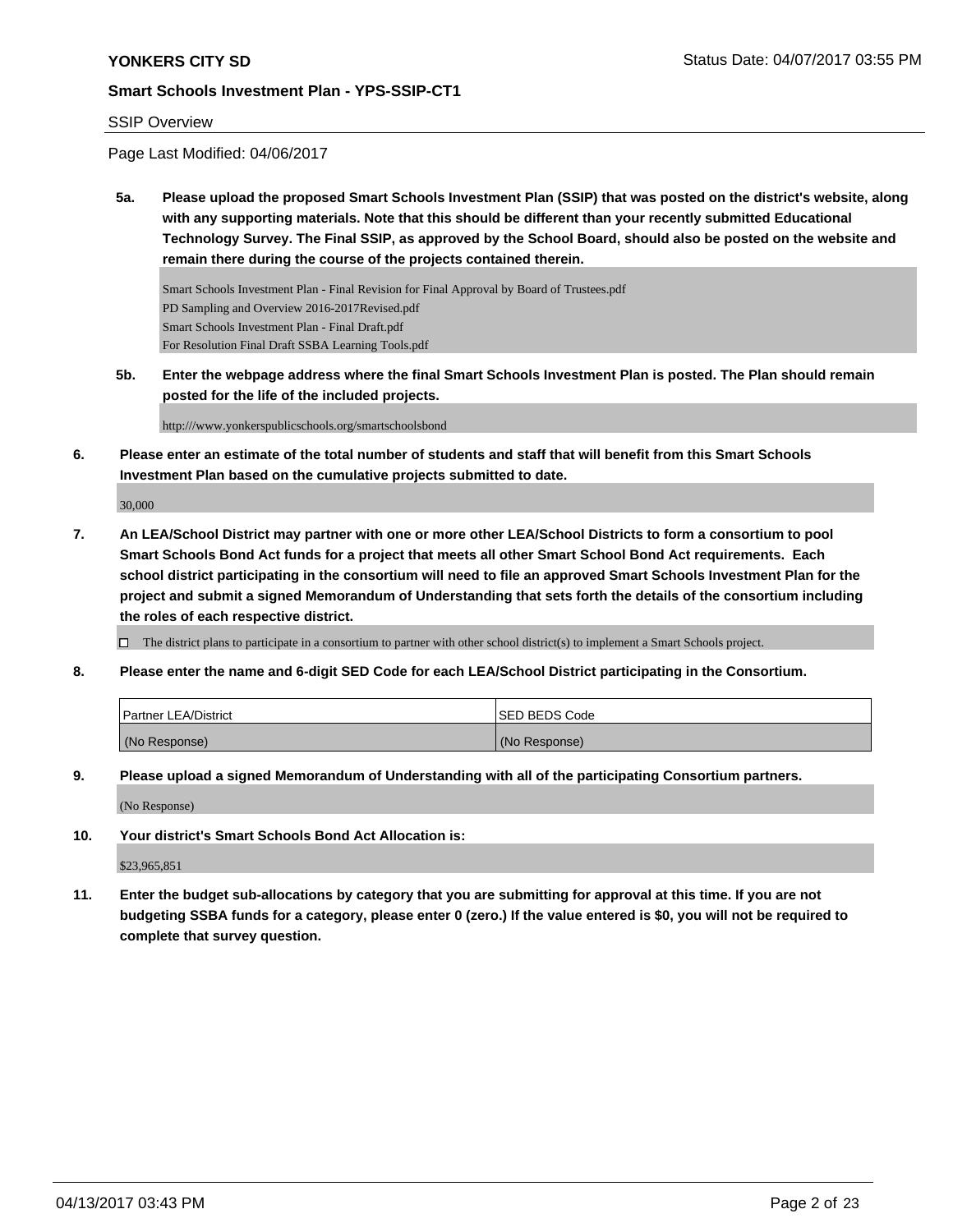**YONKERS CITY SD** Status Date: 04/07/2017 03:55 PM

**Smart Schools Investment Plan - YPS-SSIP-CT1**

SSIP Overview

Page Last Modified: 04/06/2017

**5a. Please upload the proposed Smart Schools Investment Plan (SSIP) that was posted on the district's website, along with any supporting materials. Note that this should be different than your recently submitted Educational Technology Survey. The Final SSIP, as approved by the School Board, should also be posted on the website and remain there during the course of the projects contained therein.**

Smart Schools Investment Plan - Final Revision for Final Approval by Board of Trustees.pdf
PD Sampling and Overview 2016-2017Revised.pdf
Smart Schools Investment Plan - Final Draft.pdf
For Resolution Final Draft SSBA Learning Tools.pdf

**5b. Enter the webpage address where the final Smart Schools Investment Plan is posted. The Plan should remain posted for the life of the included projects.**

http:///www.yonkerspublicschools.org/smartschoolsbond

**6. Please enter an estimate of the total number of students and staff that will benefit from this Smart Schools Investment Plan based on the cumulative projects submitted to date.**

30,000

**7. An LEA/School District may partner with one or more other LEA/School Districts to form a consortium to pool Smart Schools Bond Act funds for a project that meets all other Smart School Bond Act requirements. Each school district participating in the consortium will need to file an approved Smart Schools Investment Plan for the project and submit a signed Memorandum of Understanding that sets forth the details of the consortium including the roles of each respective district.**

☐ The district plans to participate in a consortium to partner with other school district(s) to implement a Smart Schools project.

**8. Please enter the name and 6-digit SED Code for each LEA/School District participating in the Consortium.**

| Partner LEA/District | SED BEDS Code |
| --- | --- |
| (No Response) | (No Response) |

**9. Please upload a signed Memorandum of Understanding with all of the participating Consortium partners.**

(No Response)

**10. Your district's Smart Schools Bond Act Allocation is:**

$23,965,851

**11. Enter the budget sub-allocations by category that you are submitting for approval at this time. If you are not budgeting SSBA funds for a category, please enter 0 (zero.) If the value entered is $0, you will not be required to complete that survey question.**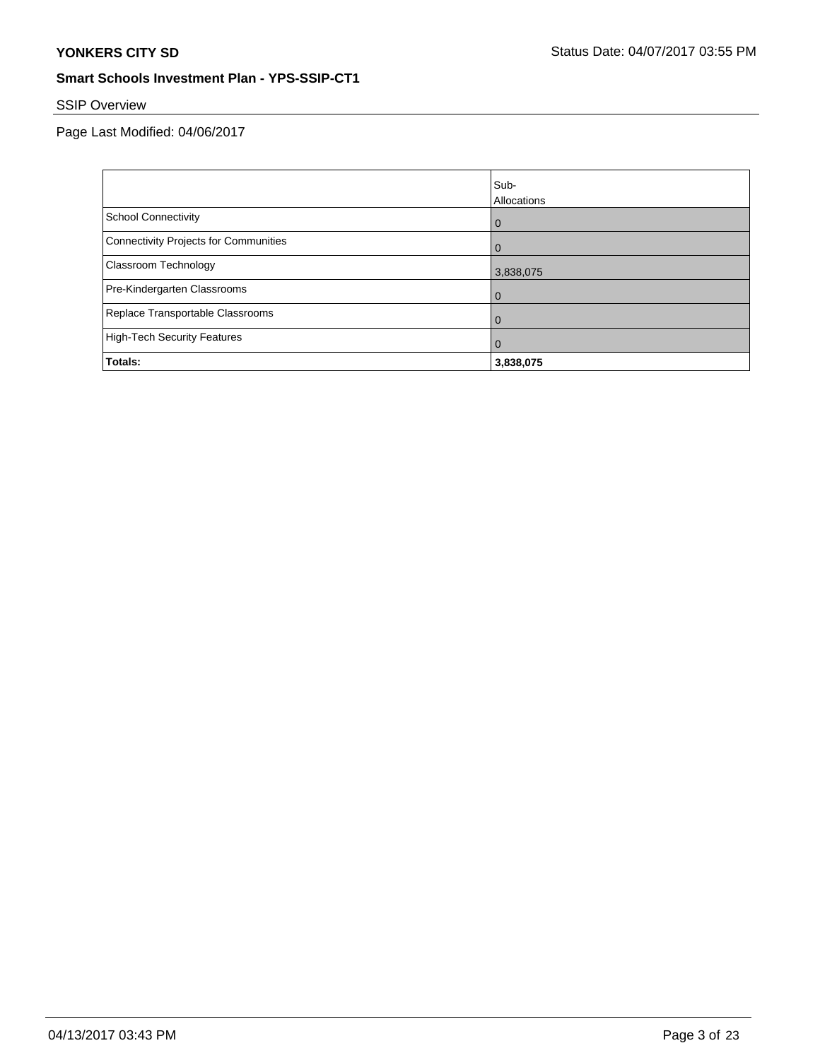## SSIP Overview

Page Last Modified: 04/06/2017

| | Sub-Allocations |
|---|---|
| School Connectivity | 0 |
| Connectivity Projects for Communities | 0 |
| Classroom Technology | 3,838,075 |
| Pre-Kindergarten Classrooms | 0 |
| Replace Transportable Classrooms | 0 |
| High-Tech Security Features | 0 |
| **Totals:** | **3,838,075** |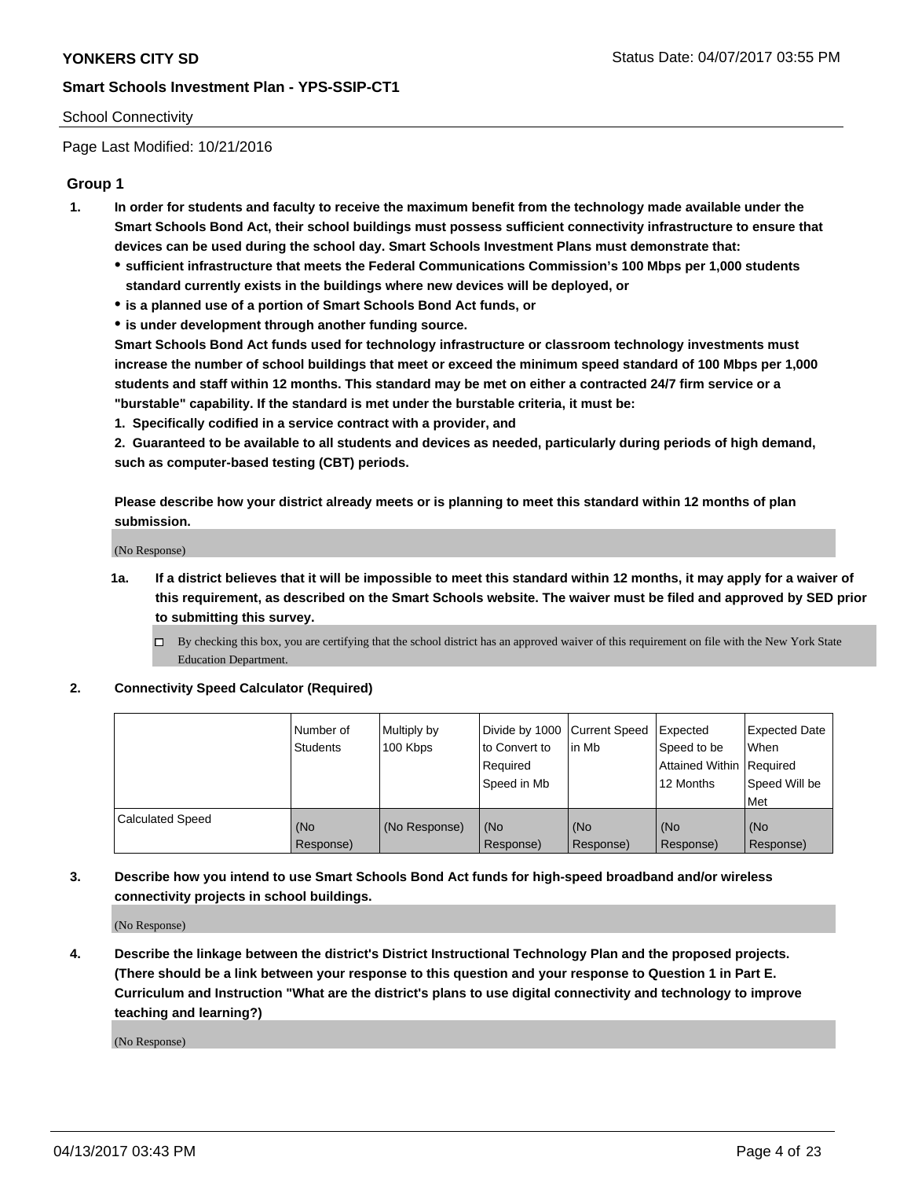**YONKERS CITY SD** Status Date: 04/07/2017 03:55 PM

**Smart Schools Investment Plan - YPS-SSIP-CT1**

School Connectivity

Page Last Modified: 10/21/2016

## Group 1

1. **In order for students and faculty to receive the maximum benefit from the technology made available under the Smart Schools Bond Act, their school buildings must possess sufficient connectivity infrastructure to ensure that devices can be used during the school day. Smart Schools Investment Plans must demonstrate that:**
   - **sufficient infrastructure that meets the Federal Communications Commission's 100 Mbps per 1,000 students standard currently exists in the buildings where new devices will be deployed, or**
   - **is a planned use of a portion of Smart Schools Bond Act funds, or**
   - **is under development through another funding source.**

   **Smart Schools Bond Act funds used for technology infrastructure or classroom technology investments must increase the number of school buildings that meet or exceed the minimum speed standard of 100 Mbps per 1,000 students and staff within 12 months. This standard may be met on either a contracted 24/7 firm service or a "burstable" capability. If the standard is met under the burstable criteria, it must be:**

   **1. Specifically codified in a service contract with a provider, and**

   **2. Guaranteed to be available to all students and devices as needed, particularly during periods of high demand, such as computer-based testing (CBT) periods.**

   **Please describe how your district already meets or is planning to meet this standard within 12 months of plan submission.**

   (No Response)

   **1a. If a district believes that it will be impossible to meet this standard within 12 months, it may apply for a waiver of this requirement, as described on the Smart Schools website. The waiver must be filed and approved by SED prior to submitting this survey.**

   ☐ By checking this box, you are certifying that the school district has an approved waiver of this requirement on file with the New York State Education Department.

2. **Connectivity Speed Calculator (Required)**

| | Number of Students | Multiply by 100 Kbps | Divide by 1000 to Convert to Required Speed in Mb | Current Speed in Mb | Expected Speed to be Attained Within 12 Months | Expected Date When Required Speed Will be Met |
|---|---|---|---|---|---|---|
| Calculated Speed | (No Response) | (No Response) | (No Response) | (No Response) | (No Response) | (No Response) |

3. **Describe how you intend to use Smart Schools Bond Act funds for high-speed broadband and/or wireless connectivity projects in school buildings.**

   (No Response)

4. **Describe the linkage between the district's District Instructional Technology Plan and the proposed projects. (There should be a link between your response to this question and your response to Question 1 in Part E. Curriculum and Instruction "What are the district's plans to use digital connectivity and technology to improve teaching and learning?)**

   (No Response)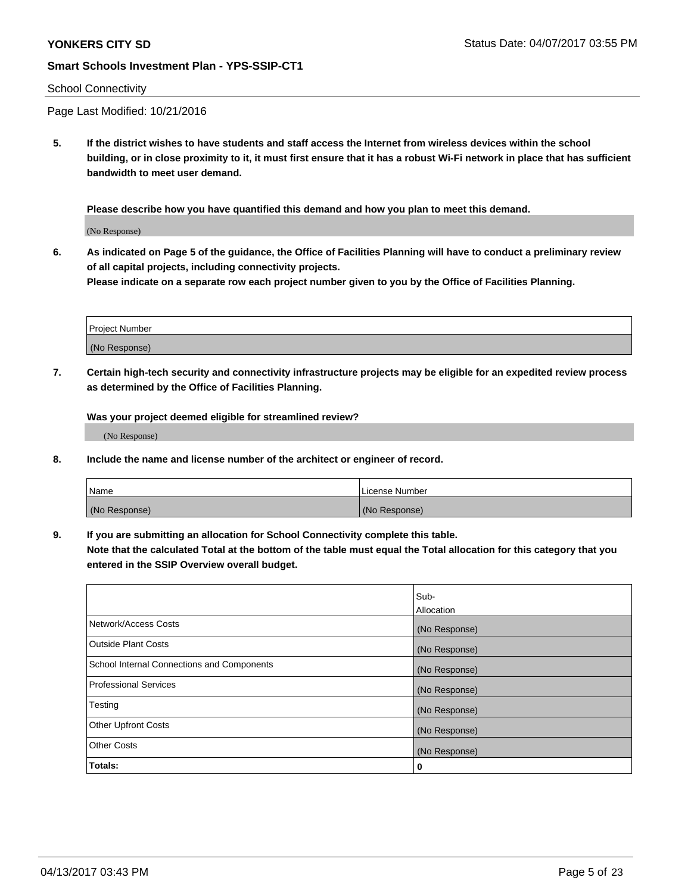**YONKERS CITY SD** Status Date: 04/07/2017 03:55 PM

**Smart Schools Investment Plan - YPS-SSIP-CT1**

School Connectivity

Page Last Modified: 10/21/2016

5. **If the district wishes to have students and staff access the Internet from wireless devices within the school building, or in close proximity to it, it must first ensure that it has a robust Wi-Fi network in place that has sufficient bandwidth to meet user demand.**

   **Please describe how you have quantified this demand and how you plan to meet this demand.**

   (No Response)

6. **As indicated on Page 5 of the guidance, the Office of Facilities Planning will have to conduct a preliminary review of all capital projects, including connectivity projects.**
   **Please indicate on a separate row each project number given to you by the Office of Facilities Planning.**

| Project Number |
| --- |
| (No Response) |

7. **Certain high-tech security and connectivity infrastructure projects may be eligible for an expedited review process as determined by the Office of Facilities Planning.**

   **Was your project deemed eligible for streamlined review?**

   (No Response)

8. **Include the name and license number of the architect or engineer of record.**

| Name | License Number |
| --- | --- |
| (No Response) | (No Response) |

9. **If you are submitting an allocation for School Connectivity complete this table.**
   **Note that the calculated Total at the bottom of the table must equal the Total allocation for this category that you entered in the SSIP Overview overall budget.**

| | Sub-Allocation |
| --- | --- |
| Network/Access Costs | (No Response) |
| Outside Plant Costs | (No Response) |
| School Internal Connections and Components | (No Response) |
| Professional Services | (No Response) |
| Testing | (No Response) |
| Other Upfront Costs | (No Response) |
| Other Costs | (No Response) |
| **Totals:** | **0** |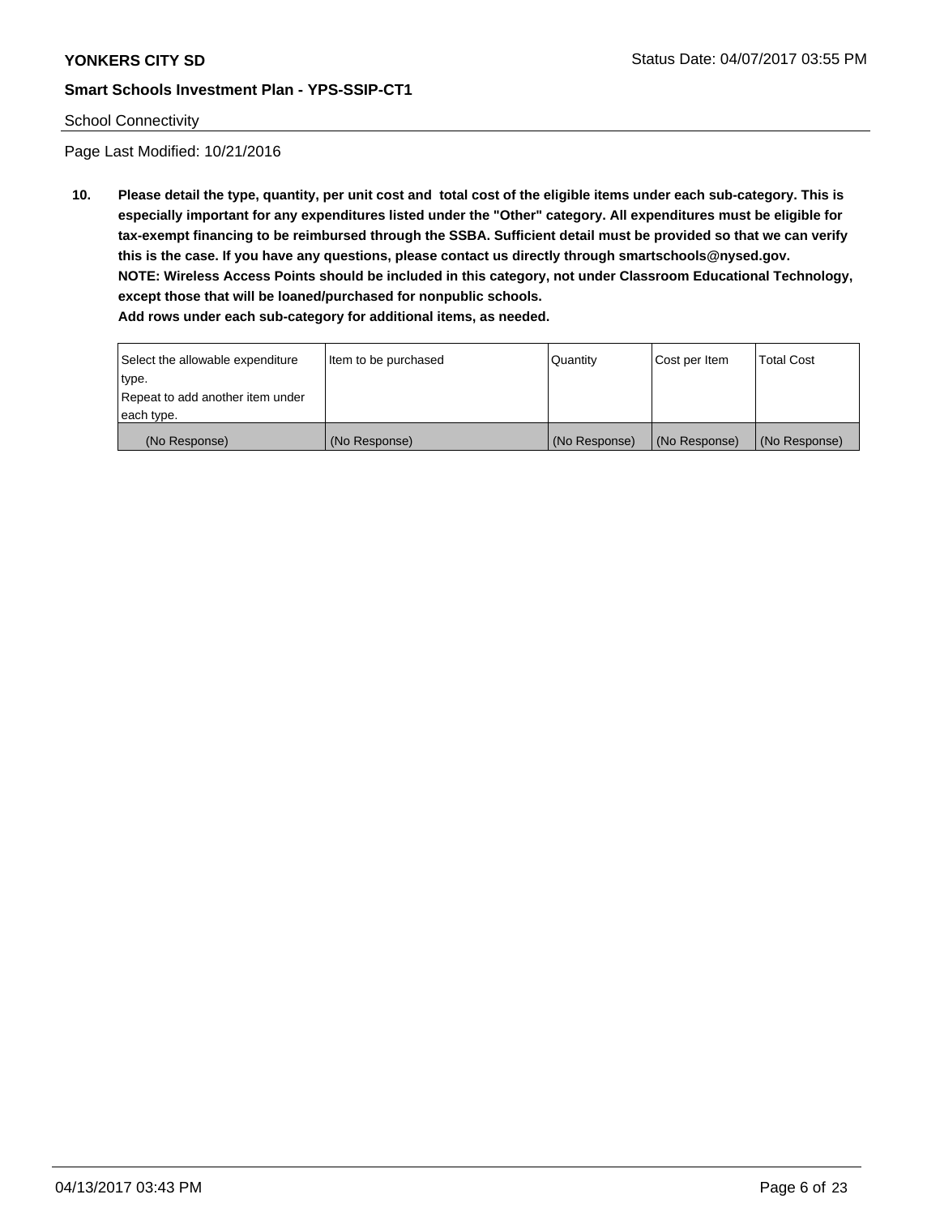School Connectivity

Page Last Modified: 10/21/2016

**10. Please detail the type, quantity, per unit cost and total cost of the eligible items under each sub-category. This is especially important for any expenditures listed under the "Other" category. All expenditures must be eligible for tax-exempt financing to be reimbursed through the SSBA. Sufficient detail must be provided so that we can verify this is the case. If you have any questions, please contact us directly through smartschools@nysed.gov.**
**NOTE: Wireless Access Points should be included in this category, not under Classroom Educational Technology, except those that will be loaned/purchased for nonpublic schools.**
**Add rows under each sub-category for additional items, as needed.**

| Select the allowable expenditure type. Repeat to add another item under each type. | Item to be purchased | Quantity | Cost per Item | Total Cost |
|---|---|---|---|---|
| (No Response) | (No Response) | (No Response) | (No Response) | (No Response) |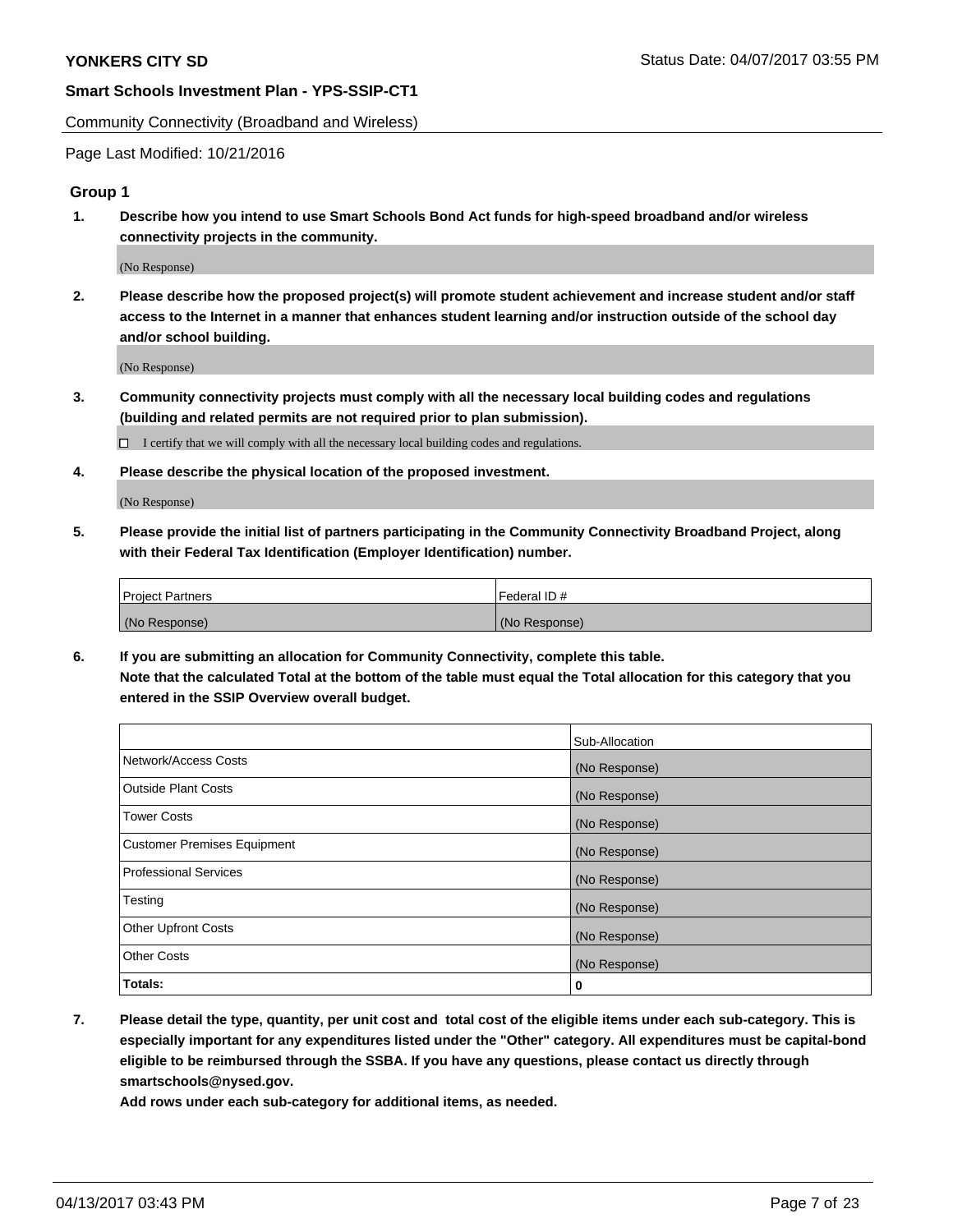Smart Schools Investment Plan - YPS-SSIP-CT1

Community Connectivity (Broadband and Wireless)

Page Last Modified: 10/21/2016

### Group 1

**1. Describe how you intend to use Smart Schools Bond Act funds for high-speed broadband and/or wireless connectivity projects in the community.**

(No Response)

**2. Please describe how the proposed project(s) will promote student achievement and increase student and/or staff access to the Internet in a manner that enhances student learning and/or instruction outside of the school day and/or school building.**

(No Response)

**3. Community connectivity projects must comply with all the necessary local building codes and regulations (building and related permits are not required prior to plan submission).**

☐ I certify that we will comply with all the necessary local building codes and regulations.

**4. Please describe the physical location of the proposed investment.**

(No Response)

**5. Please provide the initial list of partners participating in the Community Connectivity Broadband Project, along with their Federal Tax Identification (Employer Identification) number.**

| Project Partners | Federal ID # |
| --- | --- |
| (No Response) | (No Response) |

**6. If you are submitting an allocation for Community Connectivity, complete this table. Note that the calculated Total at the bottom of the table must equal the Total allocation for this category that you entered in the SSIP Overview overall budget.**

| | Sub-Allocation |
| --- | --- |
| Network/Access Costs | (No Response) |
| Outside Plant Costs | (No Response) |
| Tower Costs | (No Response) |
| Customer Premises Equipment | (No Response) |
| Professional Services | (No Response) |
| Testing | (No Response) |
| Other Upfront Costs | (No Response) |
| Other Costs | (No Response) |
| **Totals:** | **0** |

**7. Please detail the type, quantity, per unit cost and total cost of the eligible items under each sub-category. This is especially important for any expenditures listed under the "Other" category. All expenditures must be capital-bond eligible to be reimbursed through the SSBA. If you have any questions, please contact us directly through smartschools@nysed.gov.**

**Add rows under each sub-category for additional items, as needed.**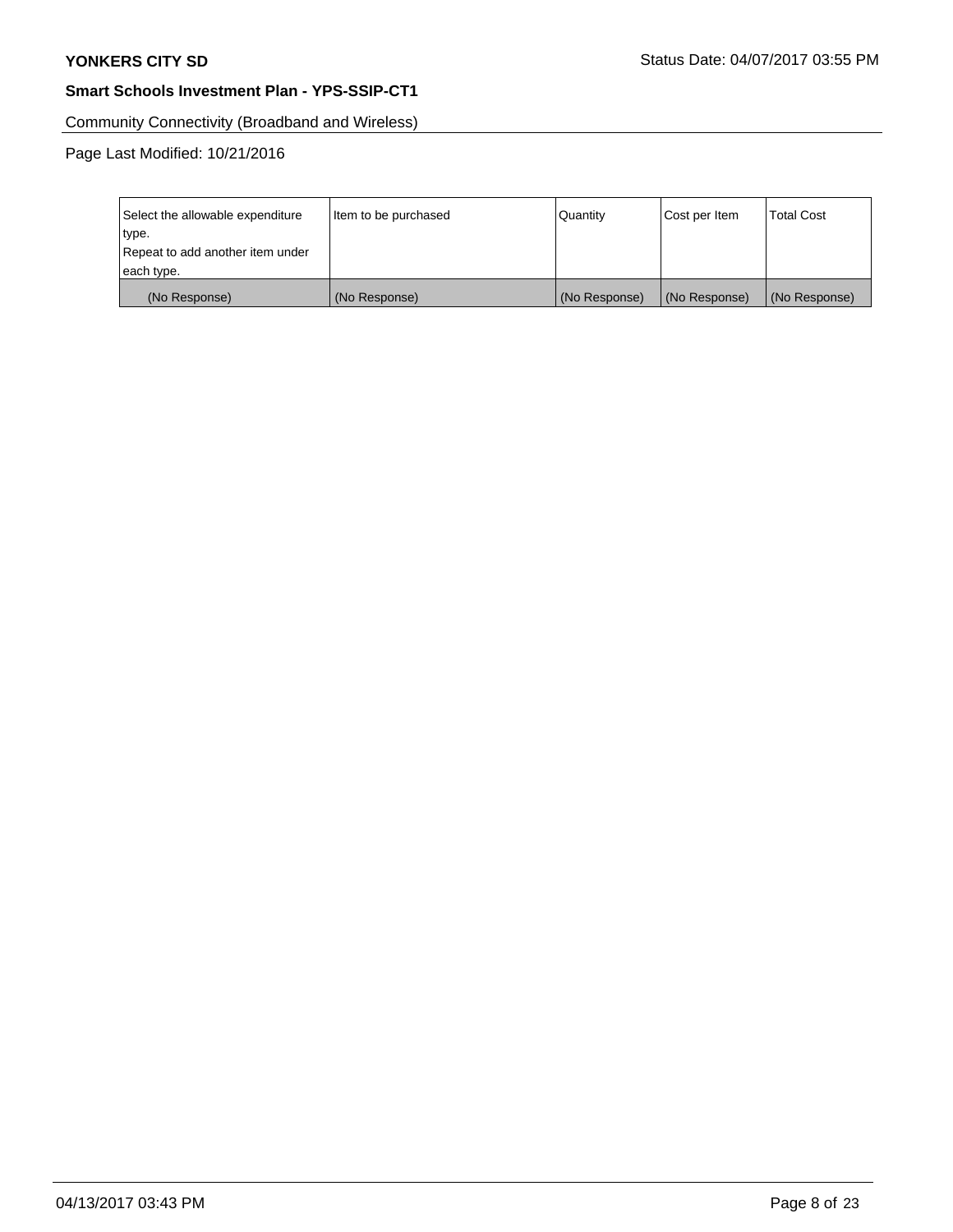Community Connectivity (Broadband and Wireless)

Page Last Modified: 10/21/2016

| Select the allowable expenditure type. Repeat to add another item under each type. | Item to be purchased | Quantity | Cost per Item | Total Cost |
|---|---|---|---|---|
| (No Response) | (No Response) | (No Response) | (No Response) | (No Response) |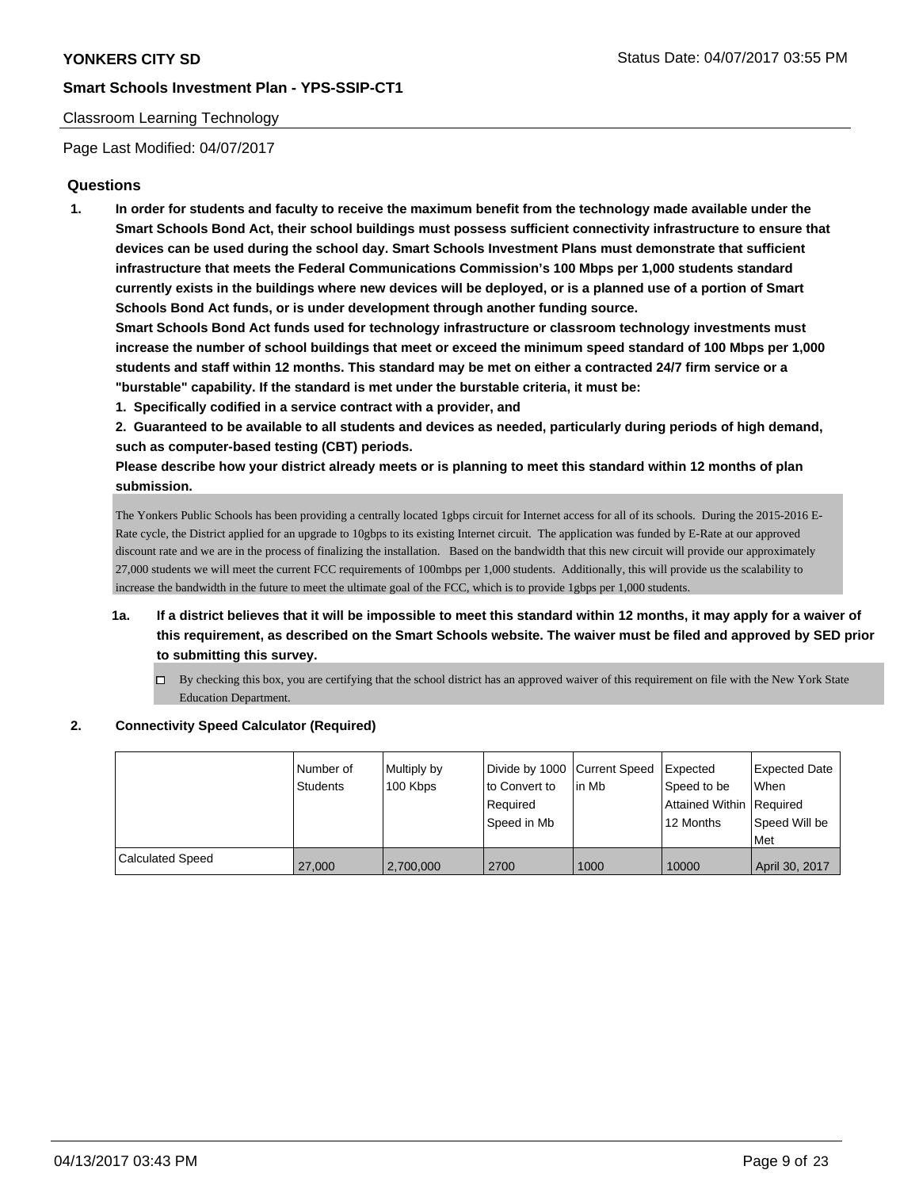Classroom Learning Technology

Page Last Modified: 04/07/2017

## Questions

1. **In order for students and faculty to receive the maximum benefit from the technology made available under the Smart Schools Bond Act, their school buildings must possess sufficient connectivity infrastructure to ensure that devices can be used during the school day. Smart Schools Investment Plans must demonstrate that sufficient infrastructure that meets the Federal Communications Commission's 100 Mbps per 1,000 students standard currently exists in the buildings where new devices will be deployed, or is a planned use of a portion of Smart Schools Bond Act funds, or is under development through another funding source.**

   **Smart Schools Bond Act funds used for technology infrastructure or classroom technology investments must increase the number of school buildings that meet or exceed the minimum speed standard of 100 Mbps per 1,000 students and staff within 12 months. This standard may be met on either a contracted 24/7 firm service or a "burstable" capability. If the standard is met under the burstable criteria, it must be:**

   **1. Specifically codified in a service contract with a provider, and**

   **2. Guaranteed to be available to all students and devices as needed, particularly during periods of high demand, such as computer-based testing (CBT) periods.**

   **Please describe how your district already meets or is planning to meet this standard within 12 months of plan submission.**

   The Yonkers Public Schools has been providing a centrally located 1gbps circuit for Internet access for all of its schools. During the 2015-2016 E-Rate cycle, the District applied for an upgrade to 10gbps to its existing Internet circuit. The application was funded by E-Rate at our approved discount rate and we are in the process of finalizing the installation. Based on the bandwidth that this new circuit will provide our approximately 27,000 students we will meet the current FCC requirements of 100mbps per 1,000 students. Additionally, this will provide us the scalability to increase the bandwidth in the future to meet the ultimate goal of the FCC, which is to provide 1gbps per 1,000 students.

   1a. **If a district believes that it will be impossible to meet this standard within 12 months, it may apply for a waiver of this requirement, as described on the Smart Schools website. The waiver must be filed and approved by SED prior to submitting this survey.**

   ☐ By checking this box, you are certifying that the school district has an approved waiver of this requirement on file with the New York State Education Department.

2. **Connectivity Speed Calculator (Required)**

| | Number of Students | Multiply by 100 Kbps | Divide by 1000 to Convert to Required Speed in Mb | Current Speed in Mb | Expected Speed to be Attained Within 12 Months | Expected Date When Required Speed Will be Met |
|---|---|---|---|---|---|---|
| Calculated Speed | 27,000 | 2,700,000 | 2700 | 1000 | 10000 | April 30, 2017 |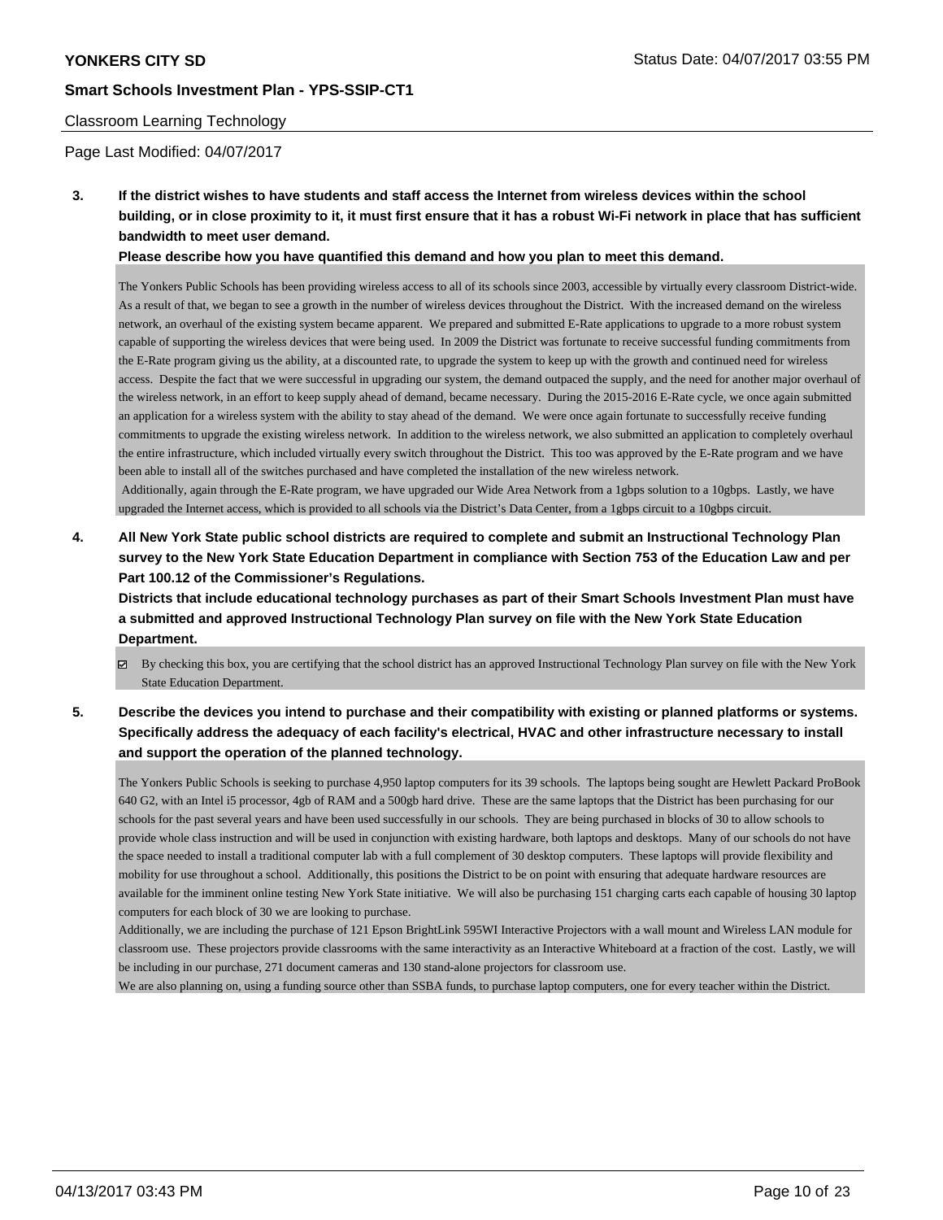## Classroom Learning Technology

Page Last Modified: 04/07/2017

**3. If the district wishes to have students and staff access the Internet from wireless devices within the school building, or in close proximity to it, it must first ensure that it has a robust Wi-Fi network in place that has sufficient bandwidth to meet user demand.**

**Please describe how you have quantified this demand and how you plan to meet this demand.**

The Yonkers Public Schools has been providing wireless access to all of its schools since 2003, accessible by virtually every classroom District-wide. As a result of that, we began to see a growth in the number of wireless devices throughout the District. With the increased demand on the wireless network, an overhaul of the existing system became apparent. We prepared and submitted E-Rate applications to upgrade to a more robust system capable of supporting the wireless devices that were being used. In 2009 the District was fortunate to receive successful funding commitments from the E-Rate program giving us the ability, at a discounted rate, to upgrade the system to keep up with the growth and continued need for wireless access. Despite the fact that we were successful in upgrading our system, the demand outpaced the supply, and the need for another major overhaul of the wireless network, in an effort to keep supply ahead of demand, became necessary. During the 2015-2016 E-Rate cycle, we once again submitted an application for a wireless system with the ability to stay ahead of the demand. We were once again fortunate to successfully receive funding commitments to upgrade the existing wireless network. In addition to the wireless network, we also submitted an application to completely overhaul the entire infrastructure, which included virtually every switch throughout the District. This too was approved by the E-Rate program and we have been able to install all of the switches purchased and have completed the installation of the new wireless network.

Additionally, again through the E-Rate program, we have upgraded our Wide Area Network from a 1gbps solution to a 10gbps. Lastly, we have upgraded the Internet access, which is provided to all schools via the District's Data Center, from a 1gbps circuit to a 10gbps circuit.

**4. All New York State public school districts are required to complete and submit an Instructional Technology Plan survey to the New York State Education Department in compliance with Section 753 of the Education Law and per Part 100.12 of the Commissioner's Regulations.**

**Districts that include educational technology purchases as part of their Smart Schools Investment Plan must have a submitted and approved Instructional Technology Plan survey on file with the New York State Education Department.**

☑ By checking this box, you are certifying that the school district has an approved Instructional Technology Plan survey on file with the New York State Education Department.

**5. Describe the devices you intend to purchase and their compatibility with existing or planned platforms or systems. Specifically address the adequacy of each facility's electrical, HVAC and other infrastructure necessary to install and support the operation of the planned technology.**

The Yonkers Public Schools is seeking to purchase 4,950 laptop computers for its 39 schools. The laptops being sought are Hewlett Packard ProBook 640 G2, with an Intel i5 processor, 4gb of RAM and a 500gb hard drive. These are the same laptops that the District has been purchasing for our schools for the past several years and have been used successfully in our schools. They are being purchased in blocks of 30 to allow schools to provide whole class instruction and will be used in conjunction with existing hardware, both laptops and desktops. Many of our schools do not have the space needed to install a traditional computer lab with a full complement of 30 desktop computers. These laptops will provide flexibility and mobility for use throughout a school. Additionally, this positions the District to be on point with ensuring that adequate hardware resources are available for the imminent online testing New York State initiative. We will also be purchasing 151 charging carts each capable of housing 30 laptop computers for each block of 30 we are looking to purchase.

Additionally, we are including the purchase of 121 Epson BrightLink 595WI Interactive Projectors with a wall mount and Wireless LAN module for classroom use. These projectors provide classrooms with the same interactivity as an Interactive Whiteboard at a fraction of the cost. Lastly, we will be including in our purchase, 271 document cameras and 130 stand-alone projectors for classroom use.

We are also planning on, using a funding source other than SSBA funds, to purchase laptop computers, one for every teacher within the District.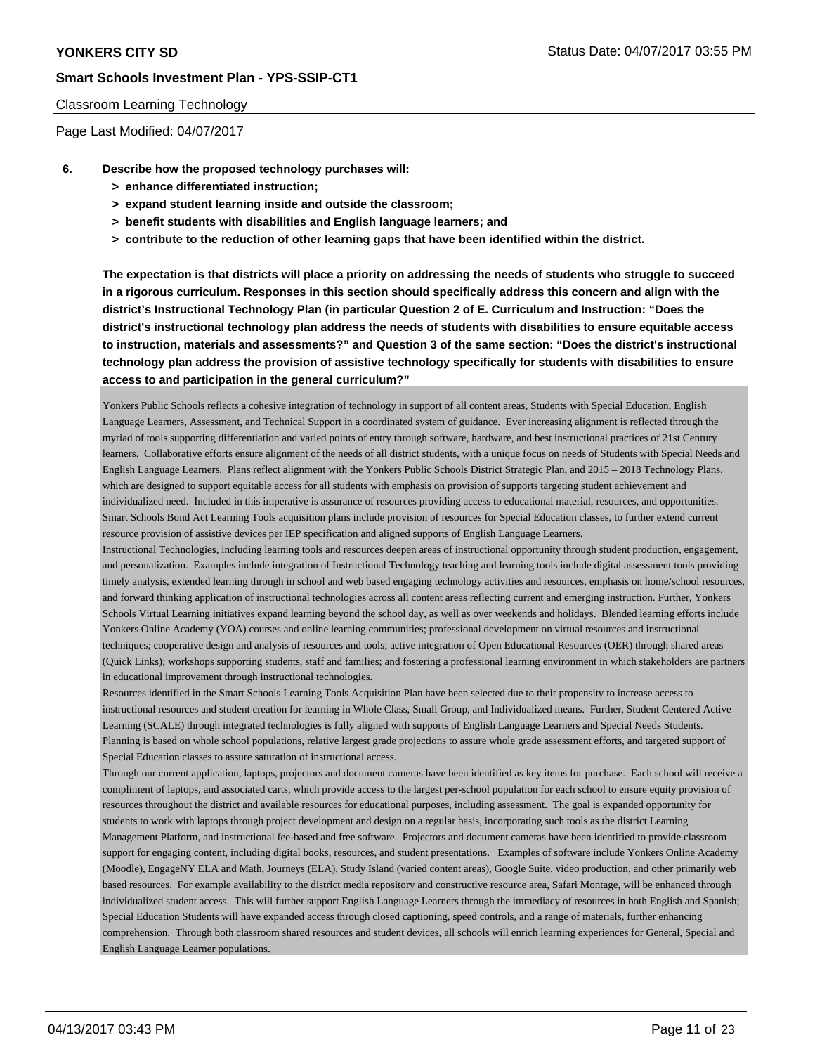Classroom Learning Technology

Page Last Modified: 04/07/2017

**6. Describe how the proposed technology purchases will:**

- **> enhance differentiated instruction;**
- **> expand student learning inside and outside the classroom;**
- **> benefit students with disabilities and English language learners; and**
- **> contribute to the reduction of other learning gaps that have been identified within the district.**

**The expectation is that districts will place a priority on addressing the needs of students who struggle to succeed in a rigorous curriculum. Responses in this section should specifically address this concern and align with the district's Instructional Technology Plan (in particular Question 2 of E. Curriculum and Instruction: "Does the district's instructional technology plan address the needs of students with disabilities to ensure equitable access to instruction, materials and assessments?" and Question 3 of the same section: "Does the district's instructional technology plan address the provision of assistive technology specifically for students with disabilities to ensure access to and participation in the general curriculum?"**

Yonkers Public Schools reflects a cohesive integration of technology in support of all content areas, Students with Special Education, English Language Learners, Assessment, and Technical Support in a coordinated system of guidance. Ever increasing alignment is reflected through the myriad of tools supporting differentiation and varied points of entry through software, hardware, and best instructional practices of 21st Century learners. Collaborative efforts ensure alignment of the needs of all district students, with a unique focus on needs of Students with Special Needs and English Language Learners. Plans reflect alignment with the Yonkers Public Schools District Strategic Plan, and 2015 – 2018 Technology Plans, which are designed to support equitable access for all students with emphasis on provision of supports targeting student achievement and individualized need. Included in this imperative is assurance of resources providing access to educational material, resources, and opportunities. Smart Schools Bond Act Learning Tools acquisition plans include provision of resources for Special Education classes, to further extend current resource provision of assistive devices per IEP specification and aligned supports of English Language Learners.

Instructional Technologies, including learning tools and resources deepen areas of instructional opportunity through student production, engagement, and personalization. Examples include integration of Instructional Technology teaching and learning tools include digital assessment tools providing timely analysis, extended learning through in school and web based engaging technology activities and resources, emphasis on home/school resources, and forward thinking application of instructional technologies across all content areas reflecting current and emerging instruction. Further, Yonkers Schools Virtual Learning initiatives expand learning beyond the school day, as well as over weekends and holidays. Blended learning efforts include Yonkers Online Academy (YOA) courses and online learning communities; professional development on virtual resources and instructional techniques; cooperative design and analysis of resources and tools; active integration of Open Educational Resources (OER) through shared areas (Quick Links); workshops supporting students, staff and families; and fostering a professional learning environment in which stakeholders are partners in educational improvement through instructional technologies.

Resources identified in the Smart Schools Learning Tools Acquisition Plan have been selected due to their propensity to increase access to instructional resources and student creation for learning in Whole Class, Small Group, and Individualized means. Further, Student Centered Active Learning (SCALE) through integrated technologies is fully aligned with supports of English Language Learners and Special Needs Students. Planning is based on whole school populations, relative largest grade projections to assure whole grade assessment efforts, and targeted support of Special Education classes to assure saturation of instructional access.

Through our current application, laptops, projectors and document cameras have been identified as key items for purchase. Each school will receive a compliment of laptops, and associated carts, which provide access to the largest per-school population for each school to ensure equity provision of resources throughout the district and available resources for educational purposes, including assessment. The goal is expanded opportunity for students to work with laptops through project development and design on a regular basis, incorporating such tools as the district Learning Management Platform, and instructional fee-based and free software. Projectors and document cameras have been identified to provide classroom support for engaging content, including digital books, resources, and student presentations. Examples of software include Yonkers Online Academy (Moodle), EngageNY ELA and Math, Journeys (ELA), Study Island (varied content areas), Google Suite, video production, and other primarily web based resources. For example availability to the district media repository and constructive resource area, Safari Montage, will be enhanced through individualized student access. This will further support English Language Learners through the immediacy of resources in both English and Spanish; Special Education Students will have expanded access through closed captioning, speed controls, and a range of materials, further enhancing comprehension. Through both classroom shared resources and student devices, all schools will enrich learning experiences for General, Special and English Language Learner populations.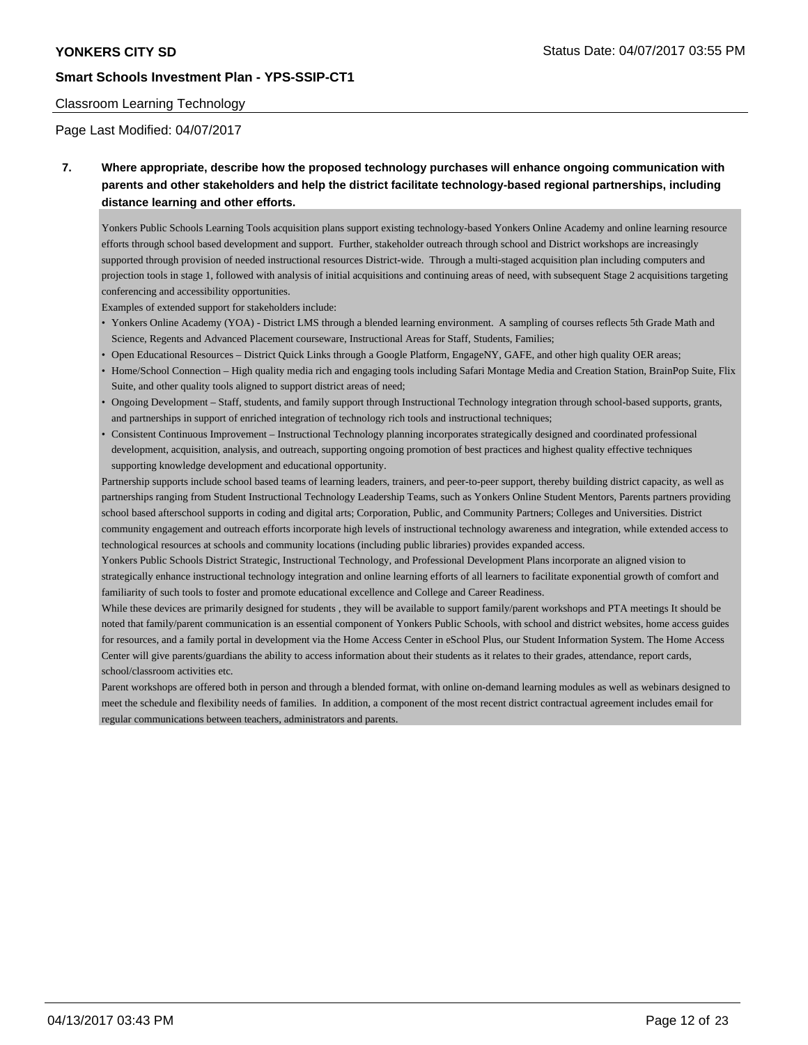Classroom Learning Technology

Page Last Modified: 04/07/2017

**7. Where appropriate, describe how the proposed technology purchases will enhance ongoing communication with parents and other stakeholders and help the district facilitate technology-based regional partnerships, including distance learning and other efforts.**

Yonkers Public Schools Learning Tools acquisition plans support existing technology-based Yonkers Online Academy and online learning resource efforts through school based development and support. Further, stakeholder outreach through school and District workshops are increasingly supported through provision of needed instructional resources District-wide. Through a multi-staged acquisition plan including computers and projection tools in stage 1, followed with analysis of initial acquisitions and continuing areas of need, with subsequent Stage 2 acquisitions targeting conferencing and accessibility opportunities.

Examples of extended support for stakeholders include:

- Yonkers Online Academy (YOA) - District LMS through a blended learning environment. A sampling of courses reflects 5th Grade Math and Science, Regents and Advanced Placement courseware, Instructional Areas for Staff, Students, Families;
- Open Educational Resources – District Quick Links through a Google Platform, EngageNY, GAFE, and other high quality OER areas;
- Home/School Connection – High quality media rich and engaging tools including Safari Montage Media and Creation Station, BrainPop Suite, Flix Suite, and other quality tools aligned to support district areas of need;
- Ongoing Development – Staff, students, and family support through Instructional Technology integration through school-based supports, grants, and partnerships in support of enriched integration of technology rich tools and instructional techniques;
- Consistent Continuous Improvement – Instructional Technology planning incorporates strategically designed and coordinated professional development, acquisition, analysis, and outreach, supporting ongoing promotion of best practices and highest quality effective techniques supporting knowledge development and educational opportunity.

Partnership supports include school based teams of learning leaders, trainers, and peer-to-peer support, thereby building district capacity, as well as partnerships ranging from Student Instructional Technology Leadership Teams, such as Yonkers Online Student Mentors, Parents partners providing school based afterschool supports in coding and digital arts; Corporation, Public, and Community Partners; Colleges and Universities. District community engagement and outreach efforts incorporate high levels of instructional technology awareness and integration, while extended access to technological resources at schools and community locations (including public libraries) provides expanded access.

Yonkers Public Schools District Strategic, Instructional Technology, and Professional Development Plans incorporate an aligned vision to strategically enhance instructional technology integration and online learning efforts of all learners to facilitate exponential growth of comfort and familiarity of such tools to foster and promote educational excellence and College and Career Readiness.

While these devices are primarily designed for students , they will be available to support family/parent workshops and PTA meetings It should be noted that family/parent communication is an essential component of Yonkers Public Schools, with school and district websites, home access guides for resources, and a family portal in development via the Home Access Center in eSchool Plus, our Student Information System. The Home Access Center will give parents/guardians the ability to access information about their students as it relates to their grades, attendance, report cards, school/classroom activities etc.

Parent workshops are offered both in person and through a blended format, with online on-demand learning modules as well as webinars designed to meet the schedule and flexibility needs of families. In addition, a component of the most recent district contractual agreement includes email for regular communications between teachers, administrators and parents.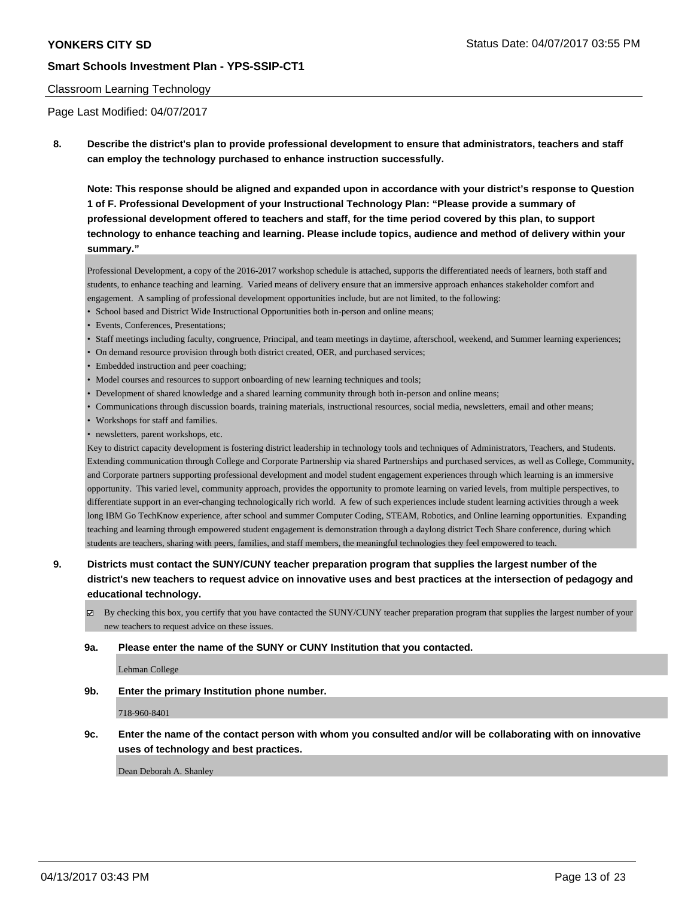Classroom Learning Technology

Page Last Modified: 04/07/2017

**8. Describe the district's plan to provide professional development to ensure that administrators, teachers and staff can employ the technology purchased to enhance instruction successfully.**

**Note: This response should be aligned and expanded upon in accordance with your district's response to Question 1 of F. Professional Development of your Instructional Technology Plan: "Please provide a summary of professional development offered to teachers and staff, for the time period covered by this plan, to support technology to enhance teaching and learning. Please include topics, audience and method of delivery within your summary."**

Professional Development, a copy of the 2016-2017 workshop schedule is attached, supports the differentiated needs of learners, both staff and students, to enhance teaching and learning. Varied means of delivery ensure that an immersive approach enhances stakeholder comfort and engagement. A sampling of professional development opportunities include, but are not limited, to the following:

- School based and District Wide Instructional Opportunities both in-person and online means;
- Events, Conferences, Presentations;
- Staff meetings including faculty, congruence, Principal, and team meetings in daytime, afterschool, weekend, and Summer learning experiences;
- On demand resource provision through both district created, OER, and purchased services;
- Embedded instruction and peer coaching;
- Model courses and resources to support onboarding of new learning techniques and tools;
- Development of shared knowledge and a shared learning community through both in-person and online means;
- Communications through discussion boards, training materials, instructional resources, social media, newsletters, email and other means;
- Workshops for staff and families.
- newsletters, parent workshops, etc.

Key to district capacity development is fostering district leadership in technology tools and techniques of Administrators, Teachers, and Students. Extending communication through College and Corporate Partnership via shared Partnerships and purchased services, as well as College, Community, and Corporate partners supporting professional development and model student engagement experiences through which learning is an immersive opportunity. This varied level, community approach, provides the opportunity to promote learning on varied levels, from multiple perspectives, to differentiate support in an ever-changing technologically rich world. A few of such experiences include student learning activities through a week long IBM Go TechKnow experience, after school and summer Computer Coding, STEAM, Robotics, and Online learning opportunities. Expanding teaching and learning through empowered student engagement is demonstration through a daylong district Tech Share conference, during which students are teachers, sharing with peers, families, and staff members, the meaningful technologies they feel empowered to teach.

**9. Districts must contact the SUNY/CUNY teacher preparation program that supplies the largest number of the district's new teachers to request advice on innovative uses and best practices at the intersection of pedagogy and educational technology.**

☑ By checking this box, you certify that you have contacted the SUNY/CUNY teacher preparation program that supplies the largest number of your new teachers to request advice on these issues.

**9a. Please enter the name of the SUNY or CUNY Institution that you contacted.**

Lehman College

**9b. Enter the primary Institution phone number.**

718-960-8401

**9c. Enter the name of the contact person with whom you consulted and/or will be collaborating with on innovative uses of technology and best practices.**

Dean Deborah A. Shanley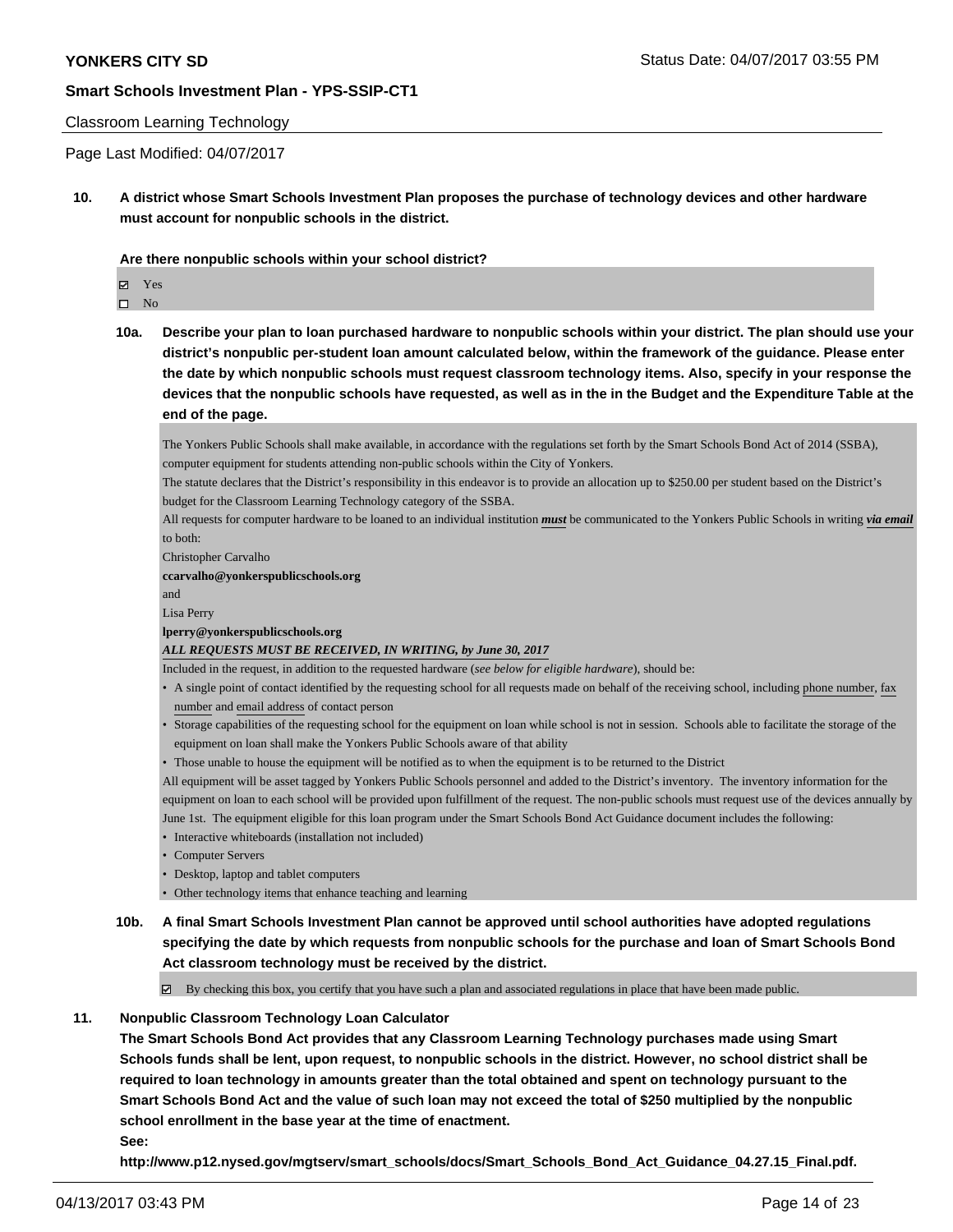**YONKERS CITY SD** Status Date: 04/07/2017 03:55 PM

**Smart Schools Investment Plan - YPS-SSIP-CT1**

Classroom Learning Technology

Page Last Modified: 04/07/2017

**10. A district whose Smart Schools Investment Plan proposes the purchase of technology devices and other hardware must account for nonpublic schools in the district.**

**Are there nonpublic schools within your school district?**

☑ Yes
☐ No

**10a. Describe your plan to loan purchased hardware to nonpublic schools within your district. The plan should use your district's nonpublic per-student loan amount calculated below, within the framework of the guidance. Please enter the date by which nonpublic schools must request classroom technology items. Also, specify in your response the devices that the nonpublic schools have requested, as well as in the in the Budget and the Expenditure Table at the end of the page.**

The Yonkers Public Schools shall make available, in accordance with the regulations set forth by the Smart Schools Bond Act of 2014 (SSBA), computer equipment for students attending non-public schools within the City of Yonkers.
The statute declares that the District's responsibility in this endeavor is to provide an allocation up to $250.00 per student based on the District's budget for the Classroom Learning Technology category of the SSBA.
All requests for computer hardware to be loaned to an individual institution ***must*** be communicated to the Yonkers Public Schools in writing ***via email*** to both:
Christopher Carvalho
**ccarvalho@yonkerspublicschools.org**
and
Lisa Perry
**lperry@yonkerspublicschools.org**
***ALL REQUESTS MUST BE RECEIVED, IN WRITING, by June 30, 2017***
Included in the request, in addition to the requested hardware (*see below for eligible hardware*), should be:

- A single point of contact identified by the requesting school for all requests made on behalf of the receiving school, including phone number, fax number and email address of contact person
- Storage capabilities of the requesting school for the equipment on loan while school is not in session. Schools able to facilitate the storage of the equipment on loan shall make the Yonkers Public Schools aware of that ability
- Those unable to house the equipment will be notified as to when the equipment is to be returned to the District

All equipment will be asset tagged by Yonkers Public Schools personnel and added to the District's inventory. The inventory information for the equipment on loan to each school will be provided upon fulfillment of the request. The non-public schools must request use of the devices annually by June 1st. The equipment eligible for this loan program under the Smart Schools Bond Act Guidance document includes the following:

- Interactive whiteboards (installation not included)
- Computer Servers
- Desktop, laptop and tablet computers
- Other technology items that enhance teaching and learning

**10b. A final Smart Schools Investment Plan cannot be approved until school authorities have adopted regulations specifying the date by which requests from nonpublic schools for the purchase and loan of Smart Schools Bond Act classroom technology must be received by the district.**

☑ By checking this box, you certify that you have such a plan and associated regulations in place that have been made public.

**11. Nonpublic Classroom Technology Loan Calculator**
**The Smart Schools Bond Act provides that any Classroom Learning Technology purchases made using Smart Schools funds shall be lent, upon request, to nonpublic schools in the district. However, no school district shall be required to loan technology in amounts greater than the total obtained and spent on technology pursuant to the Smart Schools Bond Act and the value of such loan may not exceed the total of $250 multiplied by the nonpublic school enrollment in the base year at the time of enactment.**
**See:**
**http://www.p12.nysed.gov/mgtserv/smart_schools/docs/Smart_Schools_Bond_Act_Guidance_04.27.15_Final.pdf.**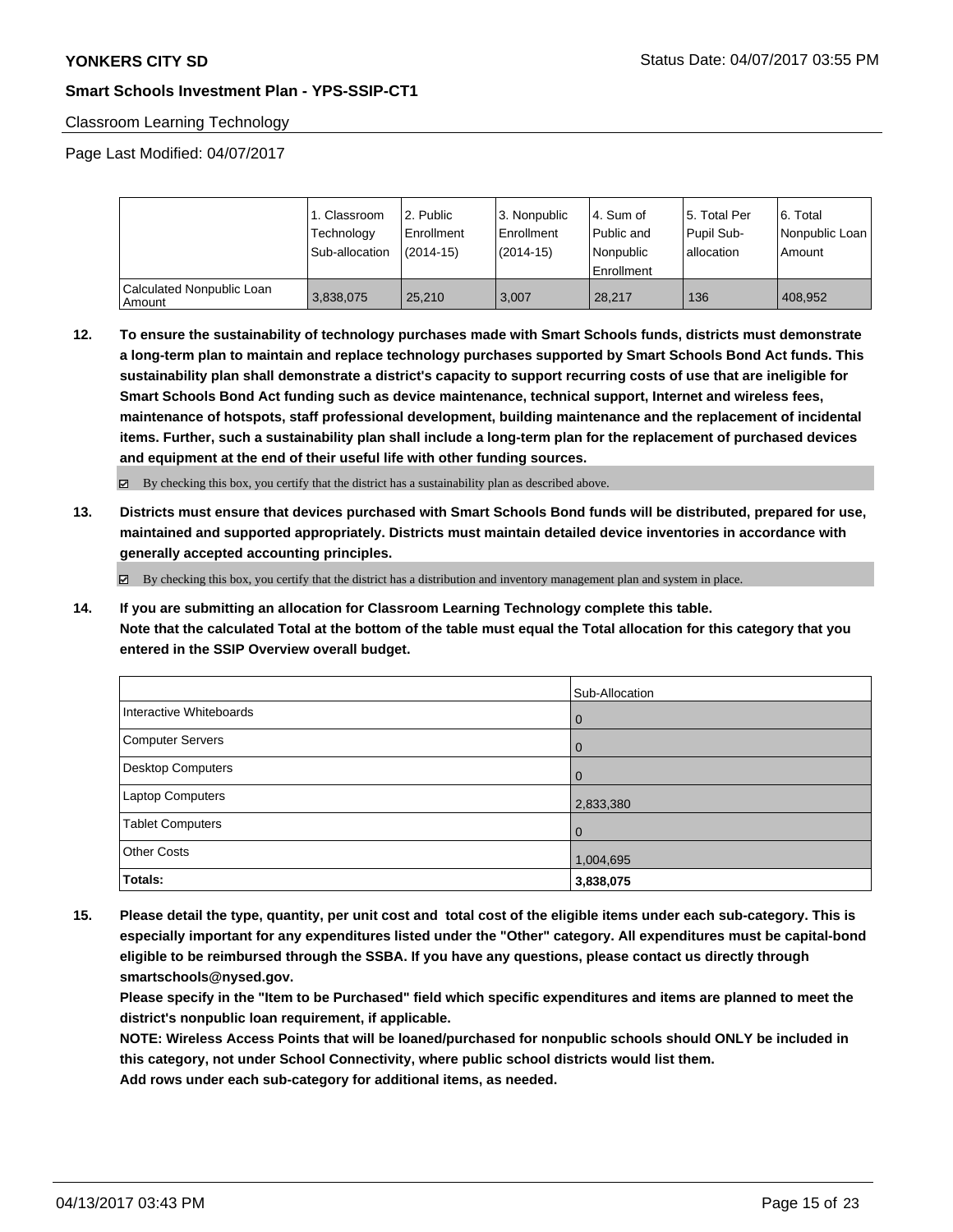Classroom Learning Technology

Page Last Modified: 04/07/2017

| | 1. Classroom Technology Sub-allocation | 2. Public Enrollment (2014-15) | 3. Nonpublic Enrollment (2014-15) | 4. Sum of Public and Nonpublic Enrollment | 5. Total Per Pupil Sub-allocation | 6. Total Nonpublic Loan Amount |
|---|---|---|---|---|---|---|
| Calculated Nonpublic Loan Amount | 3,838,075 | 25,210 | 3,007 | 28,217 | 136 | 408,952 |

**12. To ensure the sustainability of technology purchases made with Smart Schools funds, districts must demonstrate a long-term plan to maintain and replace technology purchases supported by Smart Schools Bond Act funds. This sustainability plan shall demonstrate a district's capacity to support recurring costs of use that are ineligible for Smart Schools Bond Act funding such as device maintenance, technical support, Internet and wireless fees, maintenance of hotspots, staff professional development, building maintenance and the replacement of incidental items. Further, such a sustainability plan shall include a long-term plan for the replacement of purchased devices and equipment at the end of their useful life with other funding sources.**

☑ By checking this box, you certify that the district has a sustainability plan as described above.

**13. Districts must ensure that devices purchased with Smart Schools Bond funds will be distributed, prepared for use, maintained and supported appropriately. Districts must maintain detailed device inventories in accordance with generally accepted accounting principles.**

☑ By checking this box, you certify that the district has a distribution and inventory management plan and system in place.

**14. If you are submitting an allocation for Classroom Learning Technology complete this table. Note that the calculated Total at the bottom of the table must equal the Total allocation for this category that you entered in the SSIP Overview overall budget.**

| | Sub-Allocation |
|---|---|
| Interactive Whiteboards | 0 |
| Computer Servers | 0 |
| Desktop Computers | 0 |
| Laptop Computers | 2,833,380 |
| Tablet Computers | 0 |
| Other Costs | 1,004,695 |
| **Totals:** | **3,838,075** |

**15. Please detail the type, quantity, per unit cost and total cost of the eligible items under each sub-category. This is especially important for any expenditures listed under the "Other" category. All expenditures must be capital-bond eligible to be reimbursed through the SSBA. If you have any questions, please contact us directly through smartschools@nysed.gov.**

**Please specify in the "Item to be Purchased" field which specific expenditures and items are planned to meet the district's nonpublic loan requirement, if applicable.**

**NOTE: Wireless Access Points that will be loaned/purchased for nonpublic schools should ONLY be included in this category, not under School Connectivity, where public school districts would list them.**

**Add rows under each sub-category for additional items, as needed.**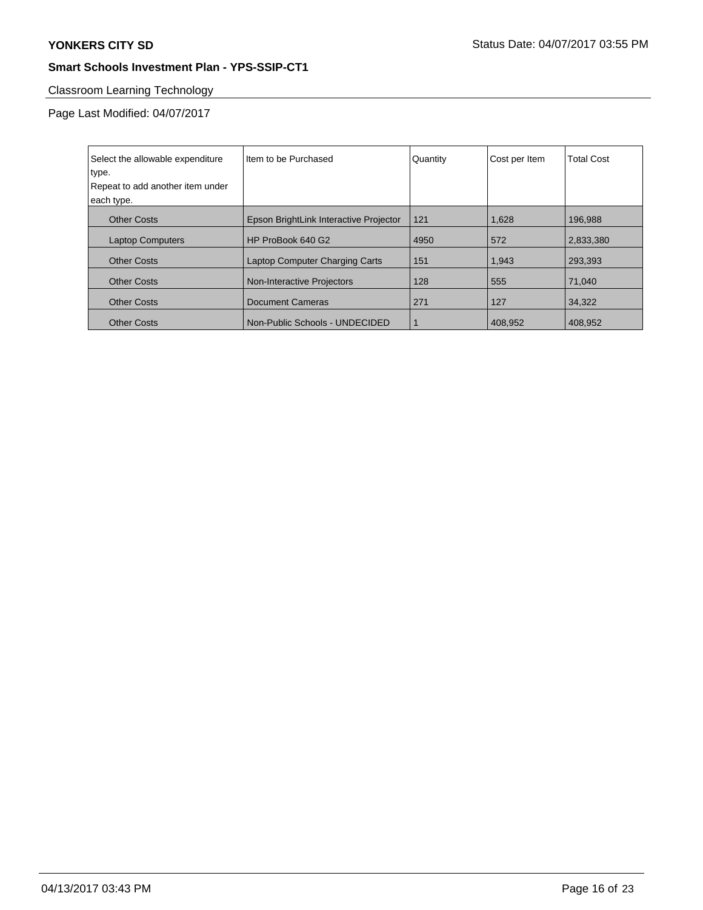## Classroom Learning Technology

Page Last Modified: 04/07/2017

| Select the allowable expenditure type. Repeat to add another item under each type. | Item to be Purchased | Quantity | Cost per Item | Total Cost |
|---|---|---|---|---|
| Other Costs | Epson BrightLink Interactive Projector | 121 | 1,628 | 196,988 |
| Laptop Computers | HP ProBook 640 G2 | 4950 | 572 | 2,833,380 |
| Other Costs | Laptop Computer Charging Carts | 151 | 1,943 | 293,393 |
| Other Costs | Non-Interactive Projectors | 128 | 555 | 71,040 |
| Other Costs | Document Cameras | 271 | 127 | 34,322 |
| Other Costs | Non-Public Schools - UNDECIDED | 1 | 408,952 | 408,952 |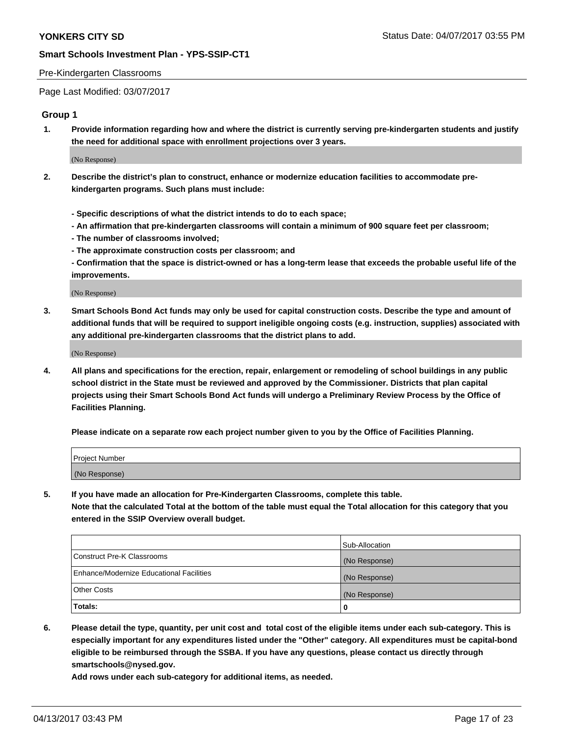Pre-Kindergarten Classrooms

Page Last Modified: 03/07/2017

## Group 1

**1. Provide information regarding how and where the district is currently serving pre-kindergarten students and justify the need for additional space with enrollment projections over 3 years.**

(No Response)

**2. Describe the district's plan to construct, enhance or modernize education facilities to accommodate pre-kindergarten programs. Such plans must include:**

**- Specific descriptions of what the district intends to do to each space;**
**- An affirmation that pre-kindergarten classrooms will contain a minimum of 900 square feet per classroom;**
**- The number of classrooms involved;**
**- The approximate construction costs per classroom; and**
**- Confirmation that the space is district-owned or has a long-term lease that exceeds the probable useful life of the improvements.**

(No Response)

**3. Smart Schools Bond Act funds may only be used for capital construction costs. Describe the type and amount of additional funds that will be required to support ineligible ongoing costs (e.g. instruction, supplies) associated with any additional pre-kindergarten classrooms that the district plans to add.**

(No Response)

**4. All plans and specifications for the erection, repair, enlargement or remodeling of school buildings in any public school district in the State must be reviewed and approved by the Commissioner. Districts that plan capital projects using their Smart Schools Bond Act funds will undergo a Preliminary Review Process by the Office of Facilities Planning.**

**Please indicate on a separate row each project number given to you by the Office of Facilities Planning.**

| Project Number |
|---|
| (No Response) |

**5. If you have made an allocation for Pre-Kindergarten Classrooms, complete this table.**
**Note that the calculated Total at the bottom of the table must equal the Total allocation for this category that you entered in the SSIP Overview overall budget.**

| | Sub-Allocation |
|---|---|
| Construct Pre-K Classrooms | (No Response) |
| Enhance/Modernize Educational Facilities | (No Response) |
| Other Costs | (No Response) |
| **Totals:** | **0** |

**6. Please detail the type, quantity, per unit cost and total cost of the eligible items under each sub-category. This is especially important for any expenditures listed under the "Other" category. All expenditures must be capital-bond eligible to be reimbursed through the SSBA. If you have any questions, please contact us directly through smartschools@nysed.gov.**

**Add rows under each sub-category for additional items, as needed.**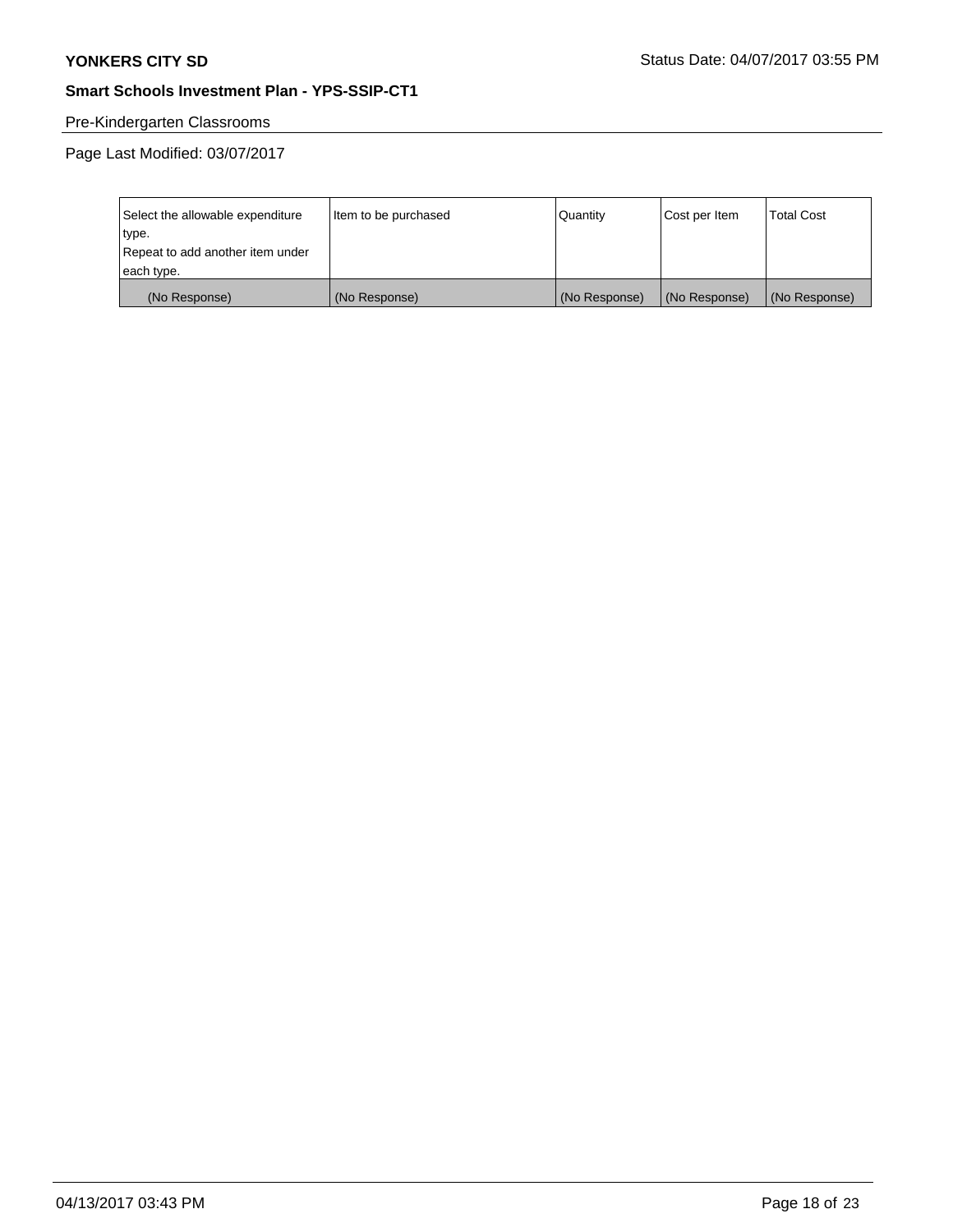Pre-Kindergarten Classrooms

Page Last Modified: 03/07/2017

| Select the allowable expenditure type.<br>Repeat to add another item under each type. | Item to be purchased | Quantity | Cost per Item | Total Cost |
|---|---|---|---|---|
| (No Response) | (No Response) | (No Response) | (No Response) | (No Response) |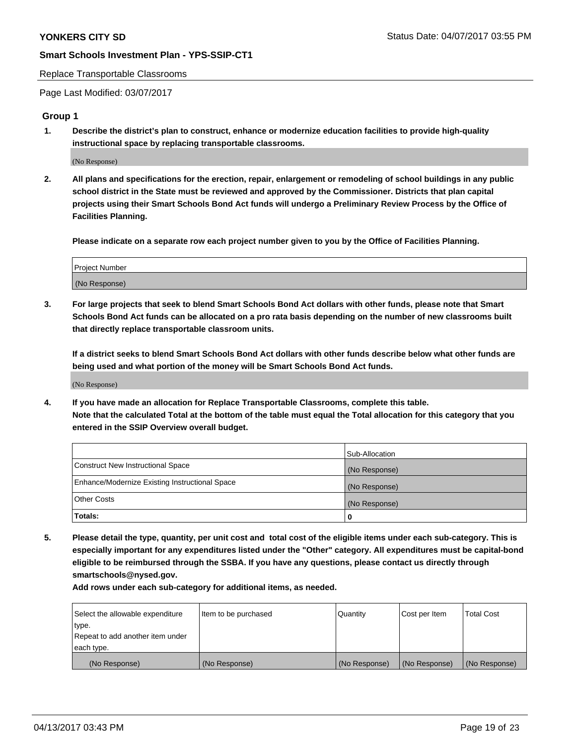Replace Transportable Classrooms

Page Last Modified: 03/07/2017

## Group 1

**1. Describe the district's plan to construct, enhance or modernize education facilities to provide high-quality instructional space by replacing transportable classrooms.**

(No Response)

**2. All plans and specifications for the erection, repair, enlargement or remodeling of school buildings in any public school district in the State must be reviewed and approved by the Commissioner. Districts that plan capital projects using their Smart Schools Bond Act funds will undergo a Preliminary Review Process by the Office of Facilities Planning.**

**Please indicate on a separate row each project number given to you by the Office of Facilities Planning.**

| Project Number |
| --- |
| (No Response) |

**3. For large projects that seek to blend Smart Schools Bond Act dollars with other funds, please note that Smart Schools Bond Act funds can be allocated on a pro rata basis depending on the number of new classrooms built that directly replace transportable classroom units.**

**If a district seeks to blend Smart Schools Bond Act dollars with other funds describe below what other funds are being used and what portion of the money will be Smart Schools Bond Act funds.**

(No Response)

**4. If you have made an allocation for Replace Transportable Classrooms, complete this table.**
**Note that the calculated Total at the bottom of the table must equal the Total allocation for this category that you entered in the SSIP Overview overall budget.**

| | Sub-Allocation |
| --- | --- |
| Construct New Instructional Space | (No Response) |
| Enhance/Modernize Existing Instructional Space | (No Response) |
| Other Costs | (No Response) |
| **Totals:** | **0** |

**5. Please detail the type, quantity, per unit cost and total cost of the eligible items under each sub-category. This is especially important for any expenditures listed under the "Other" category. All expenditures must be capital-bond eligible to be reimbursed through the SSBA. If you have any questions, please contact us directly through smartschools@nysed.gov.**

**Add rows under each sub-category for additional items, as needed.**

| Select the allowable expenditure type. Repeat to add another item under each type. | Item to be purchased | Quantity | Cost per Item | Total Cost |
| --- | --- | --- | --- | --- |
| (No Response) | (No Response) | (No Response) | (No Response) | (No Response) |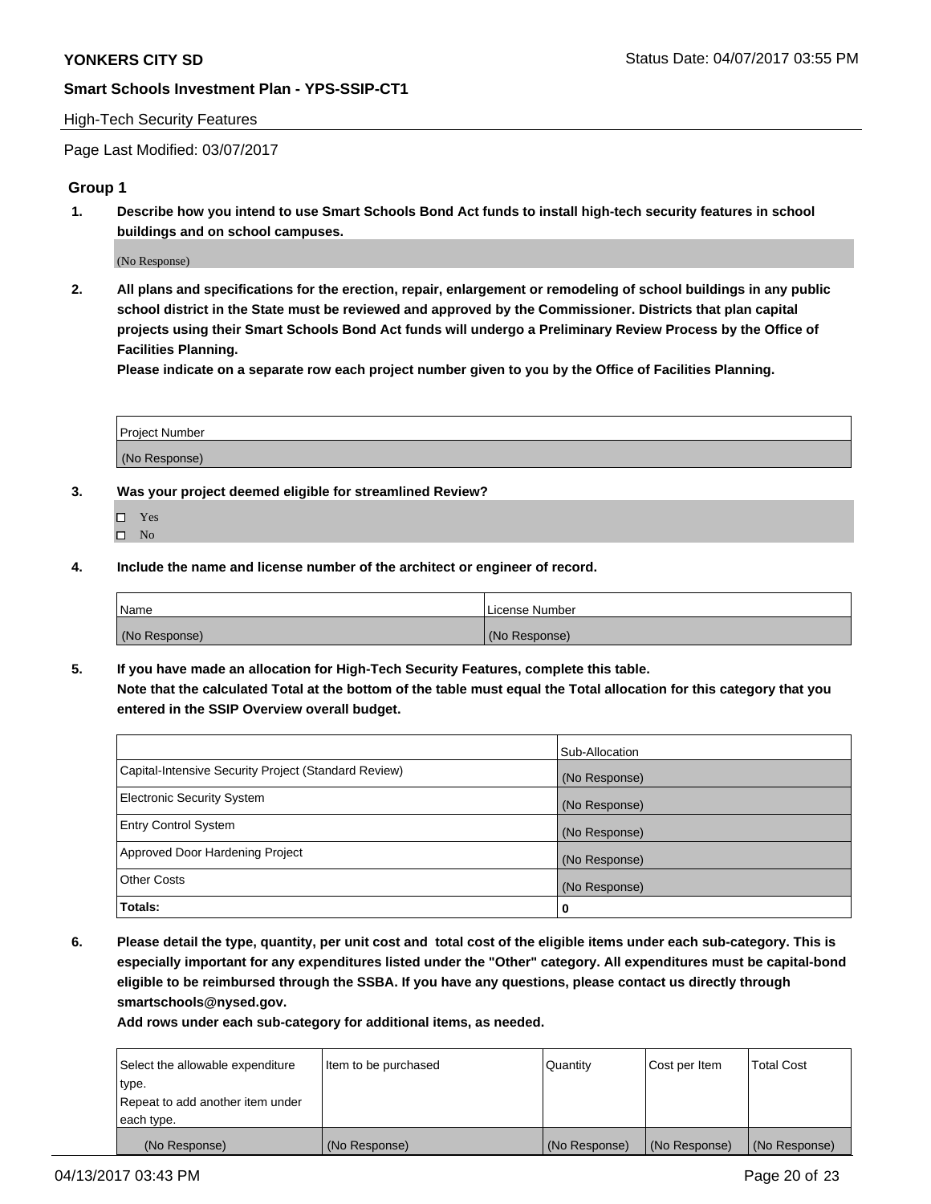**YONKERS CITY SD** Status Date: 04/07/2017 03:55 PM

**Smart Schools Investment Plan - YPS-SSIP-CT1**

High-Tech Security Features

Page Last Modified: 03/07/2017

## Group 1

1. **Describe how you intend to use Smart Schools Bond Act funds to install high-tech security features in school buildings and on school campuses.**

   (No Response)

2. **All plans and specifications for the erection, repair, enlargement or remodeling of school buildings in any public school district in the State must be reviewed and approved by the Commissioner. Districts that plan capital projects using their Smart Schools Bond Act funds will undergo a Preliminary Review Process by the Office of Facilities Planning.**
   **Please indicate on a separate row each project number given to you by the Office of Facilities Planning.**

| Project Number |
| --- |
| (No Response) |

3. **Was your project deemed eligible for streamlined Review?**

   - ☐ Yes
   - ☐ No

4. **Include the name and license number of the architect or engineer of record.**

| Name | License Number |
| --- | --- |
| (No Response) | (No Response) |

5. **If you have made an allocation for High-Tech Security Features, complete this table.**
   **Note that the calculated Total at the bottom of the table must equal the Total allocation for this category that you entered in the SSIP Overview overall budget.**

| | Sub-Allocation |
| --- | --- |
| Capital-Intensive Security Project (Standard Review) | (No Response) |
| Electronic Security System | (No Response) |
| Entry Control System | (No Response) |
| Approved Door Hardening Project | (No Response) |
| Other Costs | (No Response) |
| **Totals:** | **0** |

6. **Please detail the type, quantity, per unit cost and total cost of the eligible items under each sub-category. This is especially important for any expenditures listed under the "Other" category. All expenditures must be capital-bond eligible to be reimbursed through the SSBA. If you have any questions, please contact us directly through smartschools@nysed.gov.**
   **Add rows under each sub-category for additional items, as needed.**

| Select the allowable expenditure type. Repeat to add another item under each type. | Item to be purchased | Quantity | Cost per Item | Total Cost |
| --- | --- | --- | --- | --- |
| (No Response) | (No Response) | (No Response) | (No Response) | (No Response) |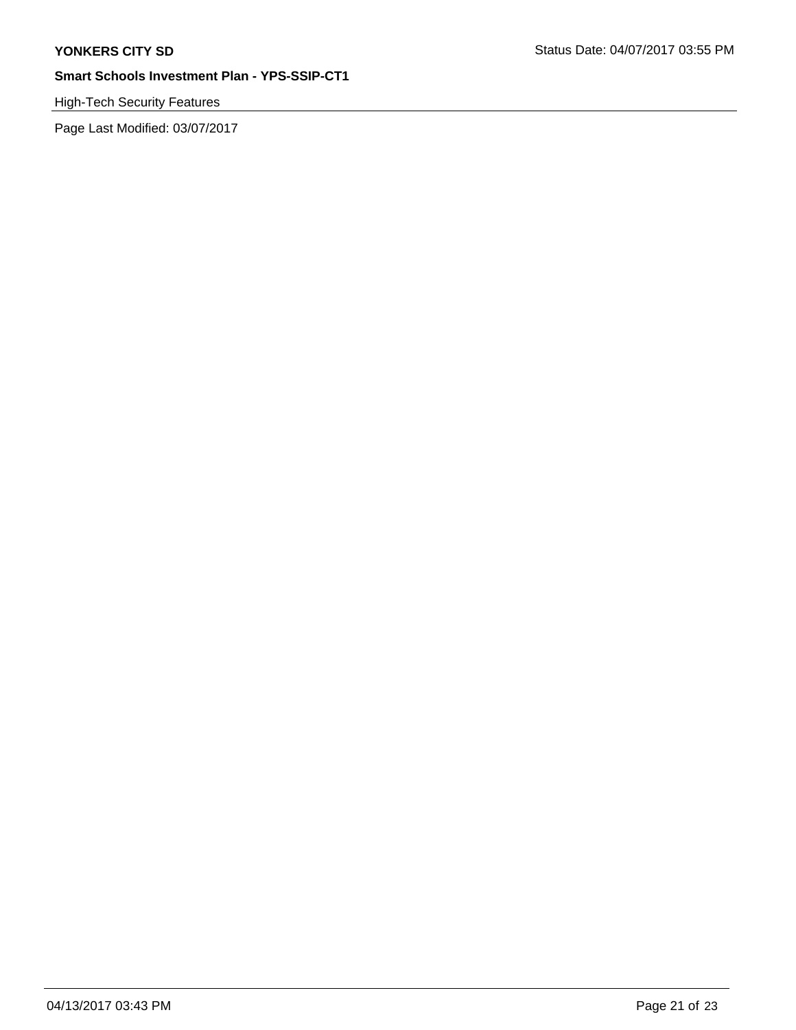High-Tech Security Features

Page Last Modified: 03/07/2017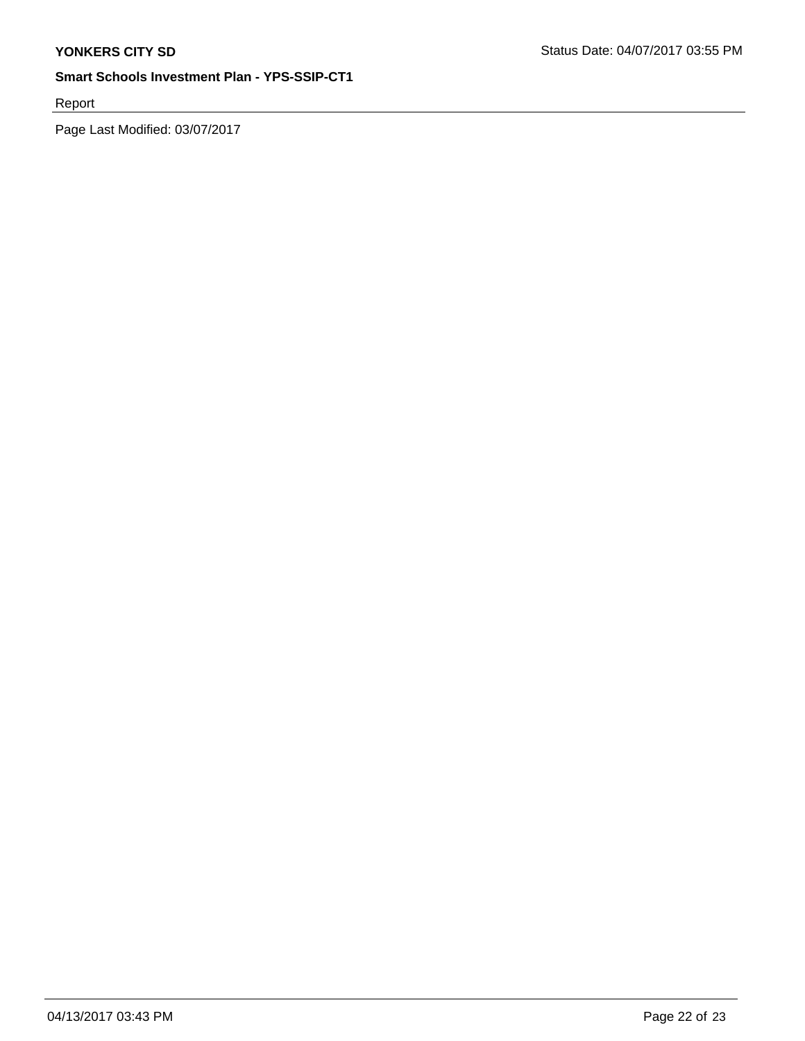Report

Page Last Modified: 03/07/2017